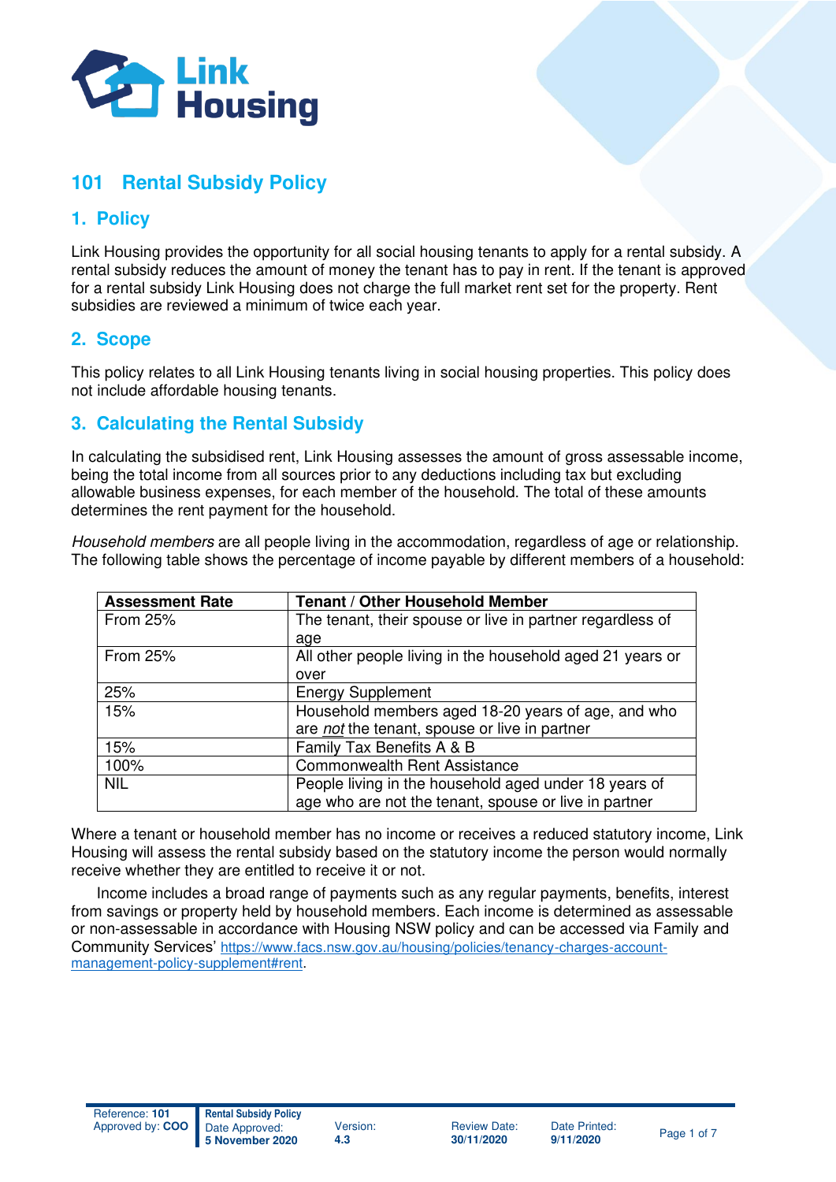# 101 Rental Subsidy Policy

## 1. Policy

Link Housing provides the opportunity for all social housing tenants to apply for a rental subsidy. A rental subsidy reduces the amount of money the tenant has to pay in rent. If the tenant is approved for a rental subsidy Link Housing does not charge the full market rent set for the property. Rent subsidies are reviewed a minimum of twice each year.

## 2. Scope

This policy relates to all Link Housing tenants living in social housing properties. This policy does not include affordable housing tenants.

## 3. Calculating the Rental Subsidy

In calculating the subsidised rent, Link Housing assesses the amount of gross assessable income, being the total income from all sources prior to any deductions including tax but excluding allowable business expenses, for each member of the household. The total of these amounts determines the rent payment for the household.

*Household members* are all people living in the accommodation, regardless of age or relationship. The following table shows the percentage of income payable by different members of a household:

| Assessment Rate | Tenant / Other Household Member |
|---|---|
| From 25% | The tenant, their spouse or live in partner regardless of age |
| From 25% | All other people living in the household aged 21 years or over |
| 25% | Energy Supplement |
| 15% | Household members aged 18-20 years of age, and who are ***not*** the tenant, spouse or live in partner |
| 15% | Family Tax Benefits A & B |
| 100% | Commonwealth Rent Assistance |
| NIL | People living in the household aged under 18 years of age who are not the tenant, spouse or live in partner |

Where a tenant or household member has no income or receives a reduced statutory income, Link Housing will assess the rental subsidy based on the statutory income the person would normally receive whether they are entitled to receive it or not.

Income includes a broad range of payments such as any regular payments, benefits, interest from savings or property held by household members. Each income is determined as assessable or non-assessable in accordance with Housing NSW policy and can be accessed via Family and Community Services' https://www.facs.nsw.gov.au/housing/policies/tenancy-charges-account-management-policy-supplement#rent.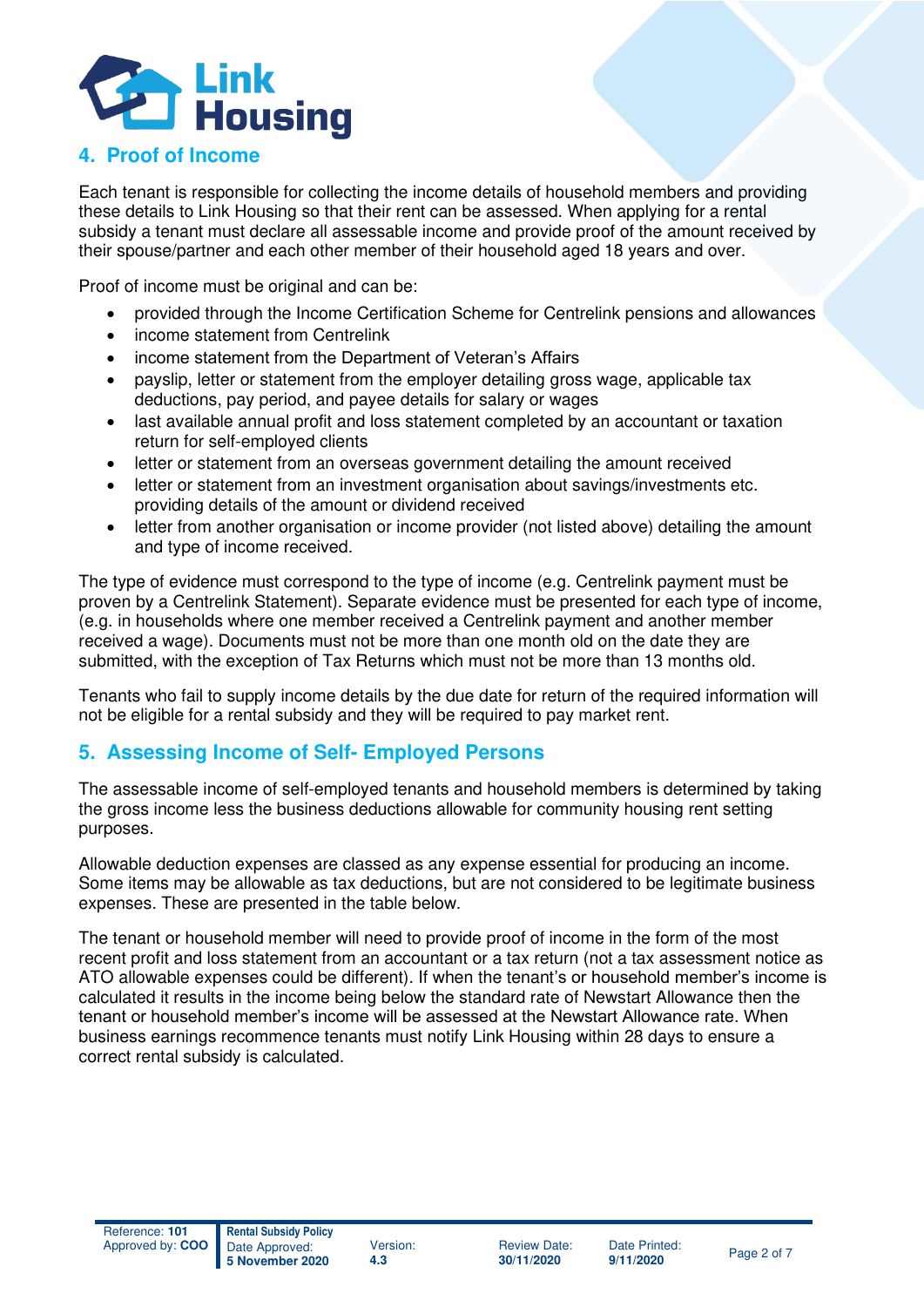## 4. Proof of Income

Each tenant is responsible for collecting the income details of household members and providing these details to Link Housing so that their rent can be assessed. When applying for a rental subsidy a tenant must declare all assessable income and provide proof of the amount received by their spouse/partner and each other member of their household aged 18 years and over.

Proof of income must be original and can be:

- provided through the Income Certification Scheme for Centrelink pensions and allowances
- income statement from Centrelink
- income statement from the Department of Veteran's Affairs
- payslip, letter or statement from the employer detailing gross wage, applicable tax deductions, pay period, and payee details for salary or wages
- last available annual profit and loss statement completed by an accountant or taxation return for self-employed clients
- letter or statement from an overseas government detailing the amount received
- letter or statement from an investment organisation about savings/investments etc. providing details of the amount or dividend received
- letter from another organisation or income provider (not listed above) detailing the amount and type of income received.

The type of evidence must correspond to the type of income (e.g. Centrelink payment must be proven by a Centrelink Statement). Separate evidence must be presented for each type of income, (e.g. in households where one member received a Centrelink payment and another member received a wage). Documents must not be more than one month old on the date they are submitted, with the exception of Tax Returns which must not be more than 13 months old.

Tenants who fail to supply income details by the due date for return of the required information will not be eligible for a rental subsidy and they will be required to pay market rent.

## 5. Assessing Income of Self- Employed Persons

The assessable income of self-employed tenants and household members is determined by taking the gross income less the business deductions allowable for community housing rent setting purposes.

Allowable deduction expenses are classed as any expense essential for producing an income. Some items may be allowable as tax deductions, but are not considered to be legitimate business expenses. These are presented in the table below.

The tenant or household member will need to provide proof of income in the form of the most recent profit and loss statement from an accountant or a tax return (not a tax assessment notice as ATO allowable expenses could be different). If when the tenant's or household member's income is calculated it results in the income being below the standard rate of Newstart Allowance then the tenant or household member's income will be assessed at the Newstart Allowance rate. When business earnings recommence tenants must notify Link Housing within 28 days to ensure a correct rental subsidy is calculated.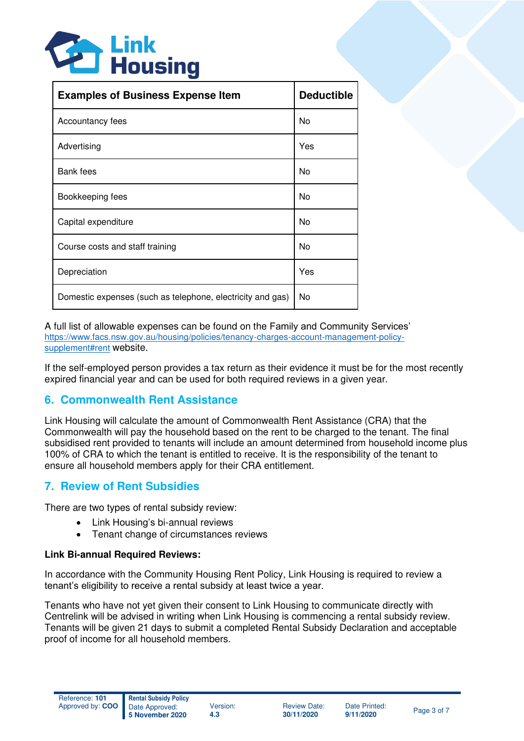| Examples of Business Expense Item | Deductible |
|---|---|
| Accountancy fees | No |
| Advertising | Yes |
| Bank fees | No |
| Bookkeeping fees | No |
| Capital expenditure | No |
| Course costs and staff training | No |
| Depreciation | Yes |
| Domestic expenses (such as telephone, electricity and gas) | No |

A full list of allowable expenses can be found on the Family and Community Services' https://www.facs.nsw.gov.au/housing/policies/tenancy-charges-account-management-policy-supplement#rent website.

If the self-employed person provides a tax return as their evidence it must be for the most recently expired financial year and can be used for both required reviews in a given year.

## 6. Commonwealth Rent Assistance

Link Housing will calculate the amount of Commonwealth Rent Assistance (CRA) that the Commonwealth will pay the household based on the rent to be charged to the tenant. The final subsidised rent provided to tenants will include an amount determined from household income plus 100% of CRA to which the tenant is entitled to receive. It is the responsibility of the tenant to ensure all household members apply for their CRA entitlement.

## 7. Review of Rent Subsidies

There are two types of rental subsidy review:

- Link Housing's bi-annual reviews
- Tenant change of circumstances reviews

**Link Bi-annual Required Reviews:**

In accordance with the Community Housing Rent Policy, Link Housing is required to review a tenant's eligibility to receive a rental subsidy at least twice a year.

Tenants who have not yet given their consent to Link Housing to communicate directly with Centrelink will be advised in writing when Link Housing is commencing a rental subsidy review. Tenants will be given 21 days to submit a completed Rental Subsidy Declaration and acceptable proof of income for all household members.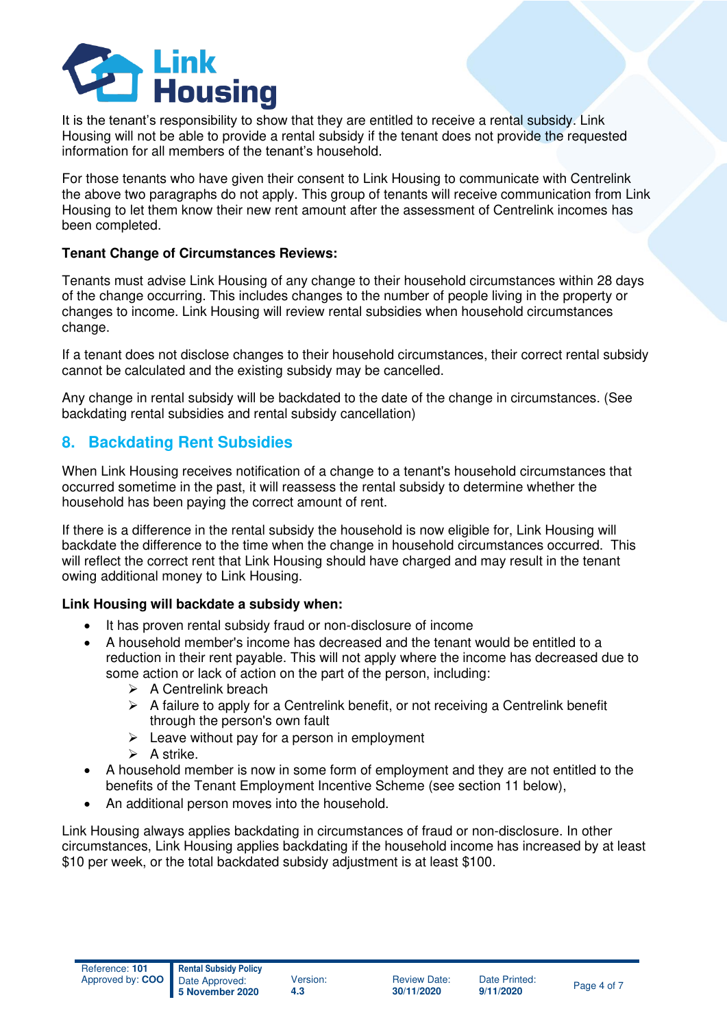It is the tenant's responsibility to show that they are entitled to receive a rental subsidy. Link Housing will not be able to provide a rental subsidy if the tenant does not provide the requested information for all members of the tenant's household.

For those tenants who have given their consent to Link Housing to communicate with Centrelink the above two paragraphs do not apply. This group of tenants will receive communication from Link Housing to let them know their new rent amount after the assessment of Centrelink incomes has been completed.

**Tenant Change of Circumstances Reviews:**

Tenants must advise Link Housing of any change to their household circumstances within 28 days of the change occurring. This includes changes to the number of people living in the property or changes to income. Link Housing will review rental subsidies when household circumstances change.

If a tenant does not disclose changes to their household circumstances, their correct rental subsidy cannot be calculated and the existing subsidy may be cancelled.

Any change in rental subsidy will be backdated to the date of the change in circumstances. (See backdating rental subsidies and rental subsidy cancellation)

## 8. Backdating Rent Subsidies

When Link Housing receives notification of a change to a tenant's household circumstances that occurred sometime in the past, it will reassess the rental subsidy to determine whether the household has been paying the correct amount of rent.

If there is a difference in the rental subsidy the household is now eligible for, Link Housing will backdate the difference to the time when the change in household circumstances occurred. This will reflect the correct rent that Link Housing should have charged and may result in the tenant owing additional money to Link Housing.

**Link Housing will backdate a subsidy when:**

- It has proven rental subsidy fraud or non-disclosure of income
- A household member's income has decreased and the tenant would be entitled to a reduction in their rent payable. This will not apply where the income has decreased due to some action or lack of action on the part of the person, including:
  - A Centrelink breach
  - A failure to apply for a Centrelink benefit, or not receiving a Centrelink benefit through the person's own fault
  - Leave without pay for a person in employment
  - A strike.
- A household member is now in some form of employment and they are not entitled to the benefits of the Tenant Employment Incentive Scheme (see section 11 below),
- An additional person moves into the household.

Link Housing always applies backdating in circumstances of fraud or non-disclosure. In other circumstances, Link Housing applies backdating if the household income has increased by at least $10 per week, or the total backdated subsidy adjustment is at least $100.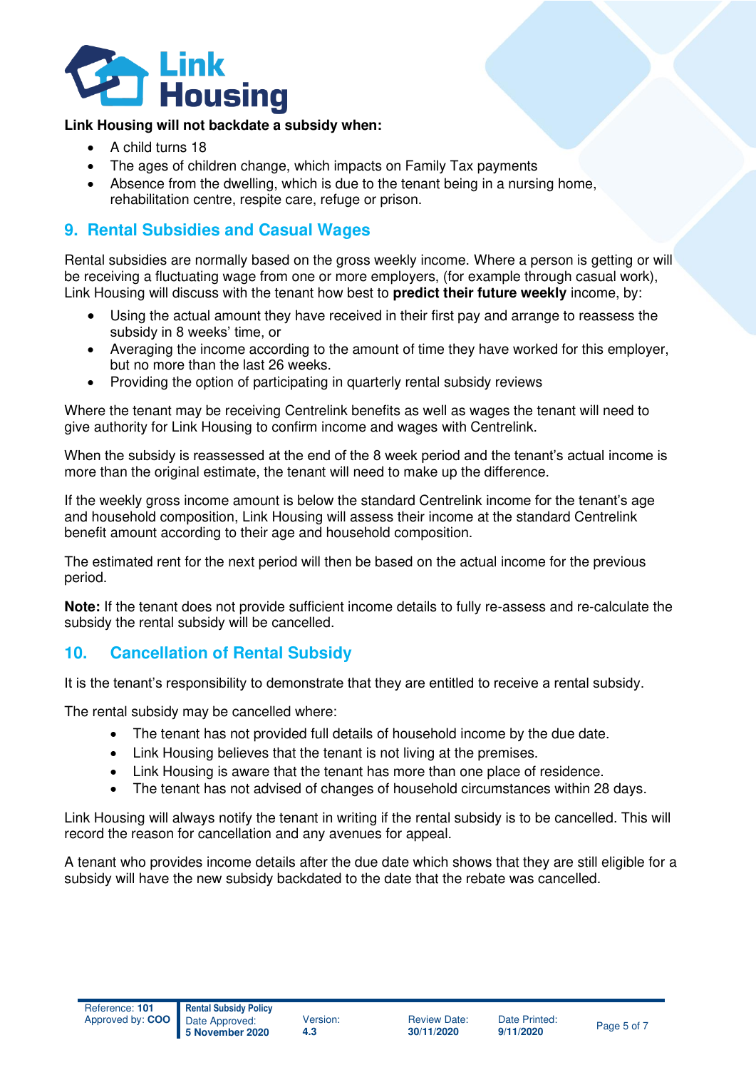**Link Housing will not backdate a subsidy when:**

- A child turns 18
- The ages of children change, which impacts on Family Tax payments
- Absence from the dwelling, which is due to the tenant being in a nursing home, rehabilitation centre, respite care, refuge or prison.

## 9. Rental Subsidies and Casual Wages

Rental subsidies are normally based on the gross weekly income. Where a person is getting or will be receiving a fluctuating wage from one or more employers, (for example through casual work), Link Housing will discuss with the tenant how best to **predict their future weekly** income, by:

- Using the actual amount they have received in their first pay and arrange to reassess the subsidy in 8 weeks' time, or
- Averaging the income according to the amount of time they have worked for this employer, but no more than the last 26 weeks.
- Providing the option of participating in quarterly rental subsidy reviews

Where the tenant may be receiving Centrelink benefits as well as wages the tenant will need to give authority for Link Housing to confirm income and wages with Centrelink.

When the subsidy is reassessed at the end of the 8 week period and the tenant's actual income is more than the original estimate, the tenant will need to make up the difference.

If the weekly gross income amount is below the standard Centrelink income for the tenant's age and household composition, Link Housing will assess their income at the standard Centrelink benefit amount according to their age and household composition.

The estimated rent for the next period will then be based on the actual income for the previous period.

**Note:** If the tenant does not provide sufficient income details to fully re-assess and re-calculate the subsidy the rental subsidy will be cancelled.

## 10. Cancellation of Rental Subsidy

It is the tenant's responsibility to demonstrate that they are entitled to receive a rental subsidy.

The rental subsidy may be cancelled where:

- The tenant has not provided full details of household income by the due date.
- Link Housing believes that the tenant is not living at the premises.
- Link Housing is aware that the tenant has more than one place of residence.
- The tenant has not advised of changes of household circumstances within 28 days.

Link Housing will always notify the tenant in writing if the rental subsidy is to be cancelled. This will record the reason for cancellation and any avenues for appeal.

A tenant who provides income details after the due date which shows that they are still eligible for a subsidy will have the new subsidy backdated to the date that the rebate was cancelled.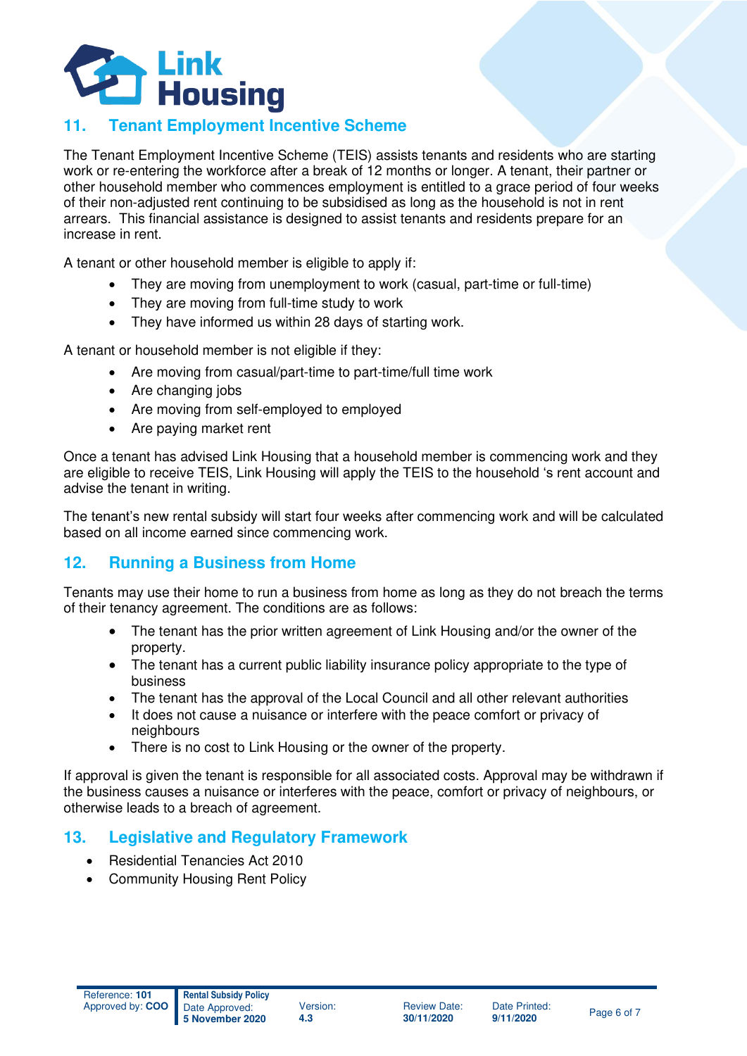## 11. Tenant Employment Incentive Scheme

The Tenant Employment Incentive Scheme (TEIS) assists tenants and residents who are starting work or re-entering the workforce after a break of 12 months or longer. A tenant, their partner or other household member who commences employment is entitled to a grace period of four weeks of their non-adjusted rent continuing to be subsidised as long as the household is not in rent arrears. This financial assistance is designed to assist tenants and residents prepare for an increase in rent.

A tenant or other household member is eligible to apply if:

- They are moving from unemployment to work (casual, part-time or full-time)
- They are moving from full-time study to work
- They have informed us within 28 days of starting work.

A tenant or household member is not eligible if they:

- Are moving from casual/part-time to part-time/full time work
- Are changing jobs
- Are moving from self-employed to employed
- Are paying market rent

Once a tenant has advised Link Housing that a household member is commencing work and they are eligible to receive TEIS, Link Housing will apply the TEIS to the household 's rent account and advise the tenant in writing.

The tenant's new rental subsidy will start four weeks after commencing work and will be calculated based on all income earned since commencing work.

## 12. Running a Business from Home

Tenants may use their home to run a business from home as long as they do not breach the terms of their tenancy agreement. The conditions are as follows:

- The tenant has the prior written agreement of Link Housing and/or the owner of the property.
- The tenant has a current public liability insurance policy appropriate to the type of business
- The tenant has the approval of the Local Council and all other relevant authorities
- It does not cause a nuisance or interfere with the peace comfort or privacy of neighbours
- There is no cost to Link Housing or the owner of the property.

If approval is given the tenant is responsible for all associated costs. Approval may be withdrawn if the business causes a nuisance or interferes with the peace, comfort or privacy of neighbours, or otherwise leads to a breach of agreement.

## 13. Legislative and Regulatory Framework

- Residential Tenancies Act 2010
- Community Housing Rent Policy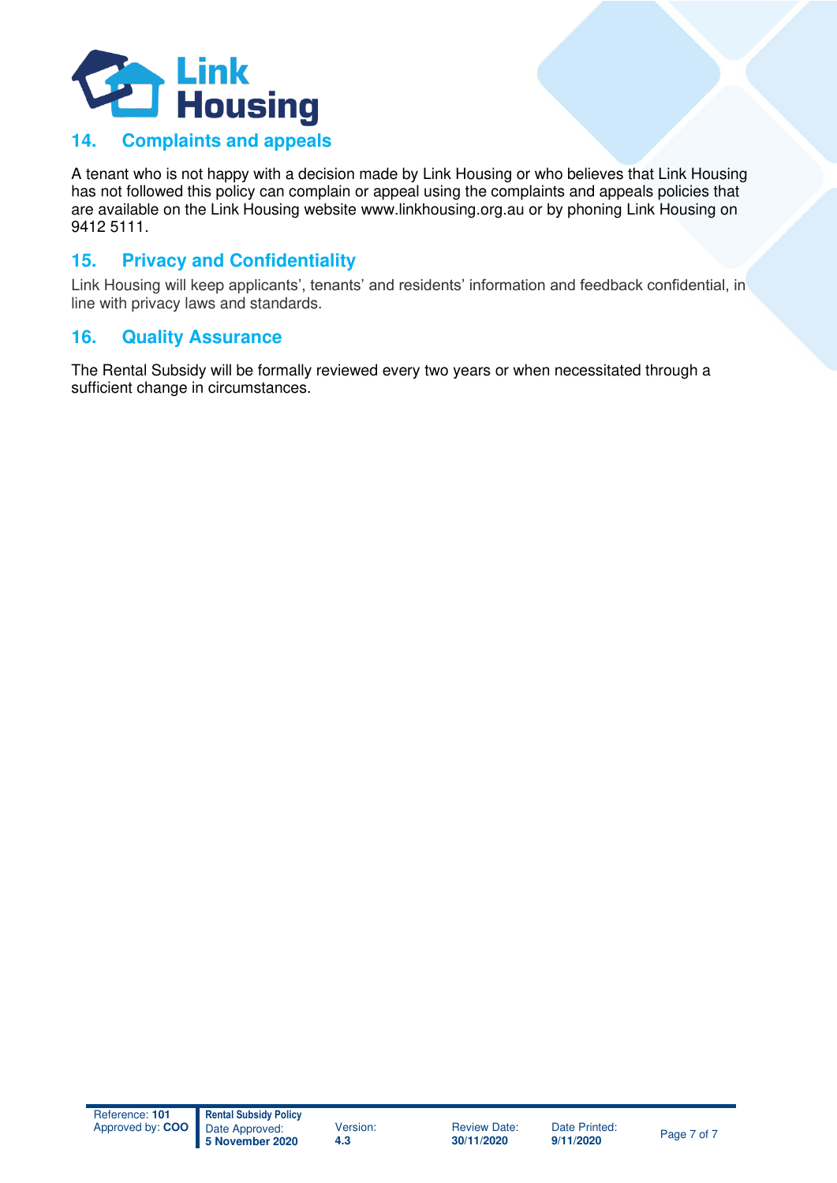## 14. Complaints and appeals

A tenant who is not happy with a decision made by Link Housing or who believes that Link Housing has not followed this policy can complain or appeal using the complaints and appeals policies that are available on the Link Housing website www.linkhousing.org.au or by phoning Link Housing on 9412 5111.

## 15. Privacy and Confidentiality

Link Housing will keep applicants', tenants' and residents' information and feedback confidential, in line with privacy laws and standards.

## 16. Quality Assurance

The Rental Subsidy will be formally reviewed every two years or when necessitated through a sufficient change in circumstances.